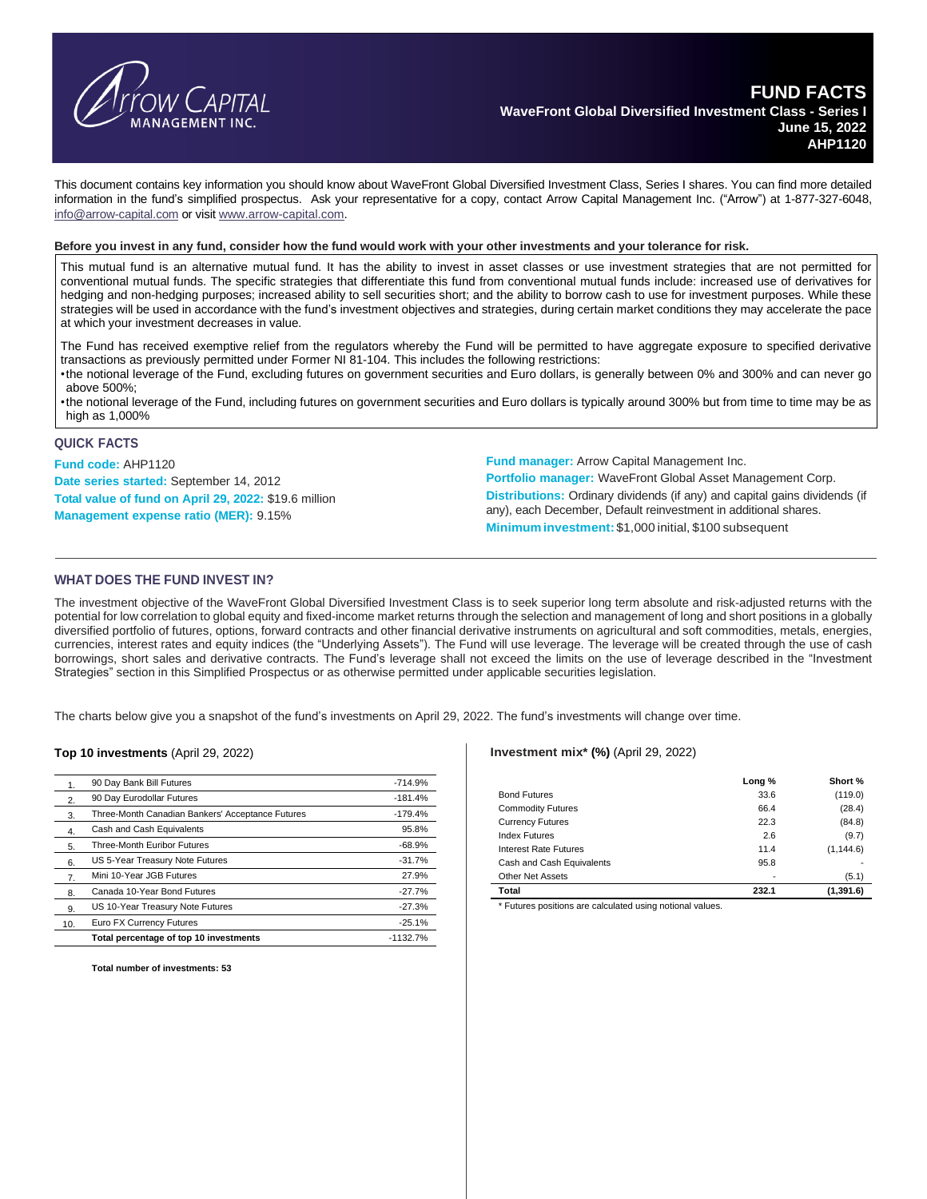# FUND FACTS

**WaveFront Global Diversified Investment Class - Series I**
**June 15, 2022**
**AHP1120**

This document contains key information you should know about WaveFront Global Diversified Investment Class, Series I shares. You can find more detailed information in the fund's simplified prospectus. Ask your representative for a copy, contact Arrow Capital Management Inc. ("Arrow") at 1-877-327-6048, info@arrow-capital.com or visit www.arrow-capital.com.

**Before you invest in any fund, consider how the fund would work with your other investments and your tolerance for risk.**

This mutual fund is an alternative mutual fund. It has the ability to invest in asset classes or use investment strategies that are not permitted for conventional mutual funds. The specific strategies that differentiate this fund from conventional mutual funds include: increased use of derivatives for hedging and non-hedging purposes; increased ability to sell securities short; and the ability to borrow cash to use for investment purposes. While these strategies will be used in accordance with the fund's investment objectives and strategies, during certain market conditions they may accelerate the pace at which your investment decreases in value.

The Fund has received exemptive relief from the regulators whereby the Fund will be permitted to have aggregate exposure to specified derivative transactions as previously permitted under Former NI 81-104. This includes the following restrictions:

- the notional leverage of the Fund, excluding futures on government securities and Euro dollars, is generally between 0% and 300% and can never go above 500%;
- the notional leverage of the Fund, including futures on government securities and Euro dollars is typically around 300% but from time to time may be as high as 1,000%

## QUICK FACTS

**Fund code:** AHP1120
**Date series started:** September 14, 2012
**Total value of fund on April 29, 2022:** $19.6 million
**Management expense ratio (MER):** 9.15%

**Fund manager:** Arrow Capital Management Inc.
**Portfolio manager:** WaveFront Global Asset Management Corp.
**Distributions:** Ordinary dividends (if any) and capital gains dividends (if any), each December, Default reinvestment in additional shares.
**Minimum investment:** $1,000 initial, $100 subsequent

## WHAT DOES THE FUND INVEST IN?

The investment objective of the WaveFront Global Diversified Investment Class is to seek superior long term absolute and risk-adjusted returns with the potential for low correlation to global equity and fixed-income market returns through the selection and management of long and short positions in a globally diversified portfolio of futures, options, forward contracts and other financial derivative instruments on agricultural and soft commodities, metals, energies, currencies, interest rates and equity indices (the "Underlying Assets"). The Fund will use leverage. The leverage will be created through the use of cash borrowings, short sales and derivative contracts. The Fund's leverage shall not exceed the limits on the use of leverage described in the "Investment Strategies" section in this Simplified Prospectus or as otherwise permitted under applicable securities legislation.

The charts below give you a snapshot of the fund's investments on April 29, 2022. The fund's investments will change over time.

**Top 10 investments** (April 29, 2022)

| | | |
|---|---|---|
| 1. | 90 Day Bank Bill Futures | -714.9% |
| 2. | 90 Day Eurodollar Futures | -181.4% |
| 3. | Three-Month Canadian Bankers' Acceptance Futures | -179.4% |
| 4. | Cash and Cash Equivalents | 95.8% |
| 5. | Three-Month Euribor Futures | -68.9% |
| 6. | US 5-Year Treasury Note Futures | -31.7% |
| 7. | Mini 10-Year JGB Futures | 27.9% |
| 8. | Canada 10-Year Bond Futures | -27.7% |
| 9. | US 10-Year Treasury Note Futures | -27.3% |
| 10. | Euro FX Currency Futures | -25.1% |
| | **Total percentage of top 10 investments** | -1132.7% |

**Total number of investments: 53**

**Investment mix* (%)** (April 29, 2022)

| | Long % | Short % |
|---|---|---|
| Bond Futures | 33.6 | (119.0) |
| Commodity Futures | 66.4 | (28.4) |
| Currency Futures | 22.3 | (84.8) |
| Index Futures | 2.6 | (9.7) |
| Interest Rate Futures | 11.4 | (1,144.6) |
| Cash and Cash Equivalents | 95.8 | - |
| Other Net Assets | - | (5.1) |
| **Total** | **232.1** | **(1,391.6)** |

* Futures positions are calculated using notional values.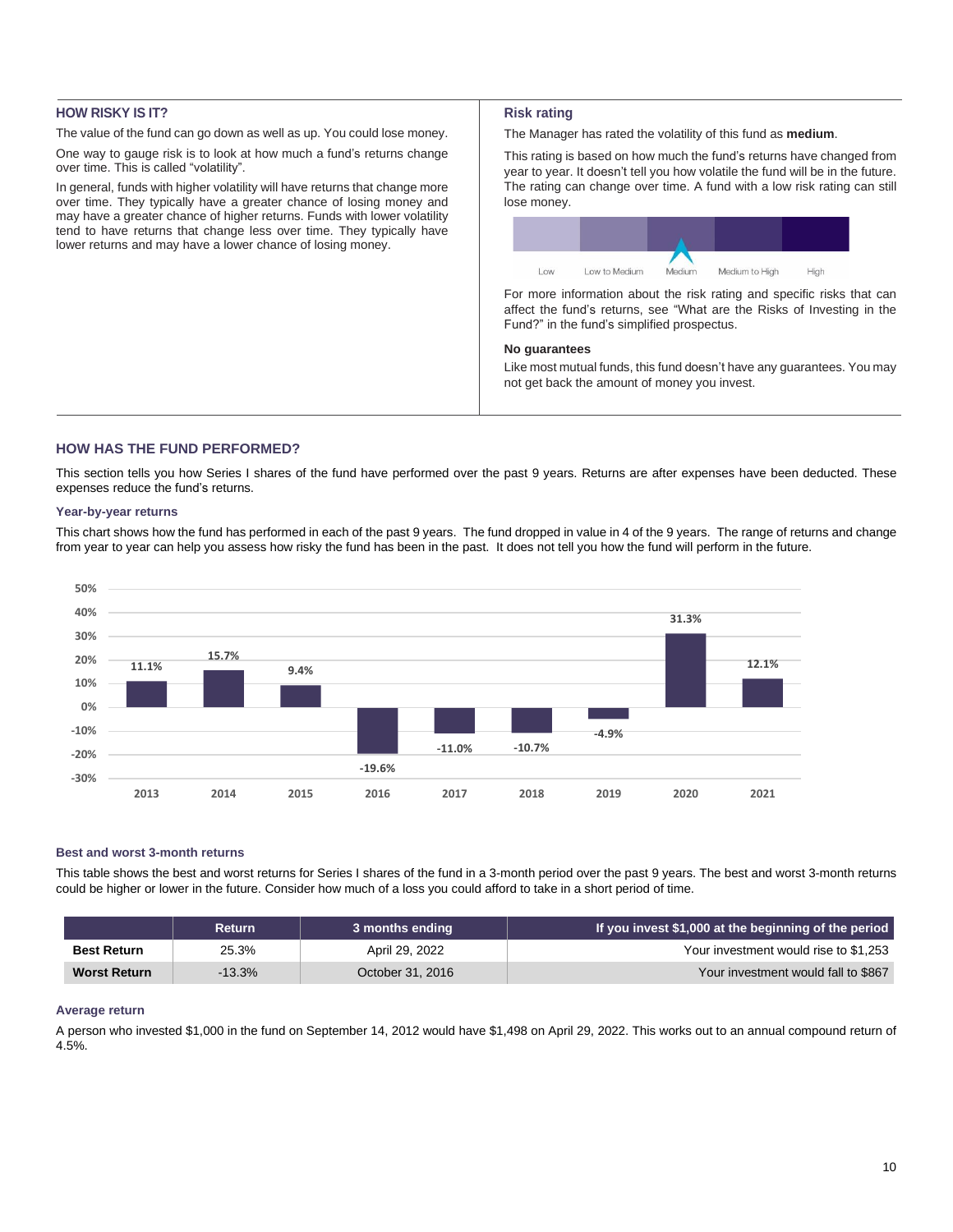## HOW RISKY IS IT?

The value of the fund can go down as well as up. You could lose money.

One way to gauge risk is to look at how much a fund's returns change over time. This is called "volatility".

In general, funds with higher volatility will have returns that change more over time. They typically have a greater chance of losing money and may have a greater chance of higher returns. Funds with lower volatility tend to have returns that change less over time. They typically have lower returns and may have a lower chance of losing money.

### Risk rating

The Manager has rated the volatility of this fund as **medium**.

This rating is based on how much the fund's returns have changed from year to year. It doesn't tell you how volatile the fund will be in the future. The rating can change over time. A fund with a low risk rating can still lose money.

Low | Low to Medium | **Medium** | Medium to High | High

For more information about the risk rating and specific risks that can affect the fund's returns, see "What are the Risks of Investing in the Fund?" in the fund's simplified prospectus.

**No guarantees**

Like most mutual funds, this fund doesn't have any guarantees. You may not get back the amount of money you invest.

## HOW HAS THE FUND PERFORMED?

This section tells you how Series I shares of the fund have performed over the past 9 years. Returns are after expenses have been deducted. These expenses reduce the fund's returns.

### Year-by-year returns

This chart shows how the fund has performed in each of the past 9 years. The fund dropped in value in 4 of the 9 years. The range of returns and change from year to year can help you assess how risky the fund has been in the past. It does not tell you how the fund will perform in the future.

| Year | 2013 | 2014 | 2015 | 2016 | 2017 | 2018 | 2019 | 2020 | 2021 |
|---|---|---|---|---|---|---|---|---|---|
| Return | 11.1% | 15.7% | 9.4% | -19.6% | -11.0% | -10.7% | -4.9% | 31.3% | 12.1% |

### Best and worst 3-month returns

This table shows the best and worst returns for Series I shares of the fund in a 3-month period over the past 9 years. The best and worst 3-month returns could be higher or lower in the future. Consider how much of a loss you could afford to take in a short period of time.

| | Return | 3 months ending | If you invest $1,000 at the beginning of the period |
|---|---|---|---|
| **Best Return** | 25.3% | April 29, 2022 | Your investment would rise to $1,253 |
| **Worst Return** | -13.3% | October 31, 2016 | Your investment would fall to $867 |

### Average return

A person who invested $1,000 in the fund on September 14, 2012 would have $1,498 on April 29, 2022. This works out to an annual compound return of 4.5%.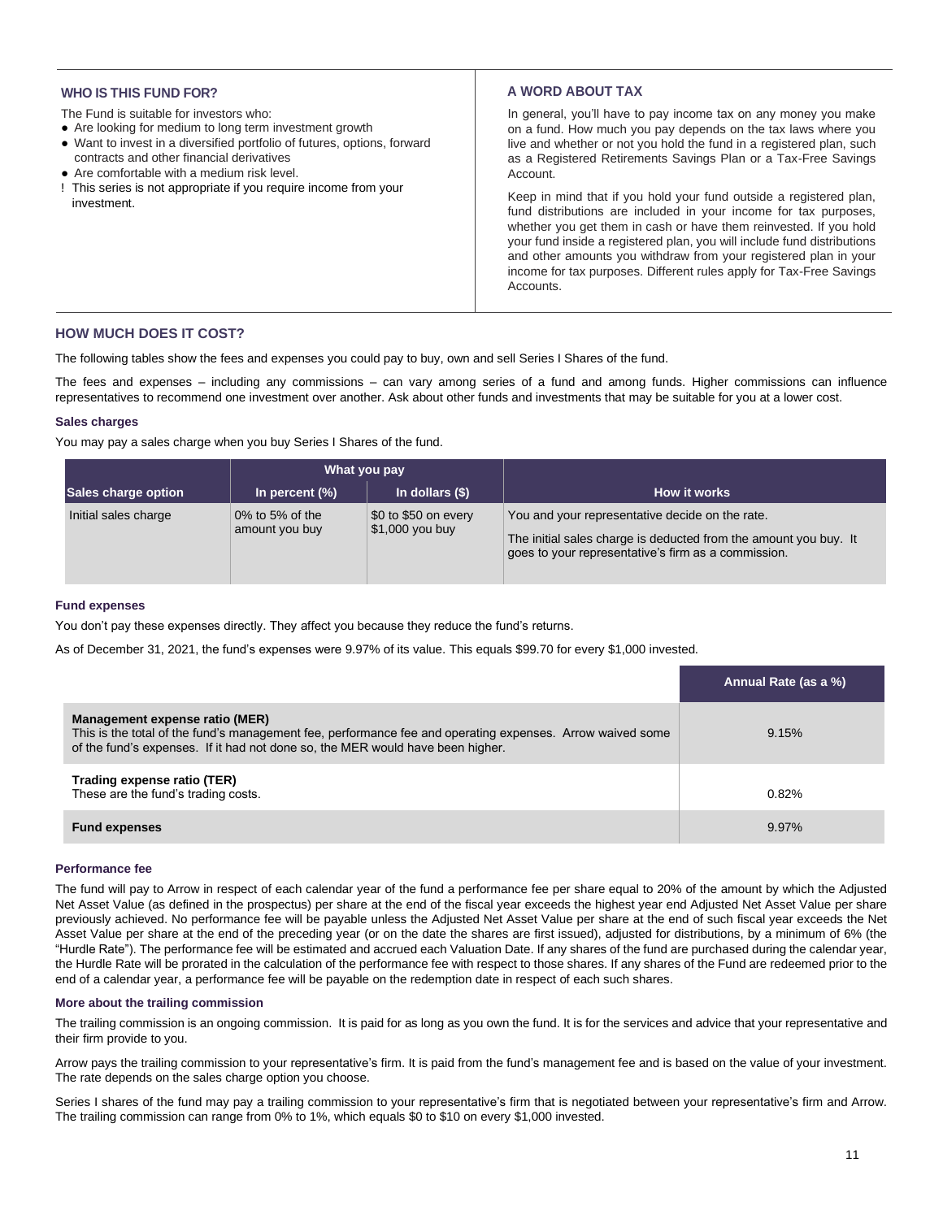## WHO IS THIS FUND FOR?

The Fund is suitable for investors who:

- Are looking for medium to long term investment growth
- Want to invest in a diversified portfolio of futures, options, forward contracts and other financial derivatives
- Are comfortable with a medium risk level.

! This series is not appropriate if you require income from your investment.

## A WORD ABOUT TAX

In general, you'll have to pay income tax on any money you make on a fund. How much you pay depends on the tax laws where you live and whether or not you hold the fund in a registered plan, such as a Registered Retirements Savings Plan or a Tax-Free Savings Account.

Keep in mind that if you hold your fund outside a registered plan, fund distributions are included in your income for tax purposes, whether you get them in cash or have them reinvested. If you hold your fund inside a registered plan, you will include fund distributions and other amounts you withdraw from your registered plan in your income for tax purposes. Different rules apply for Tax-Free Savings Accounts.

## HOW MUCH DOES IT COST?

The following tables show the fees and expenses you could pay to buy, own and sell Series I Shares of the fund.

The fees and expenses – including any commissions – can vary among series of a fund and among funds. Higher commissions can influence representatives to recommend one investment over another. Ask about other funds and investments that may be suitable for you at a lower cost.

### Sales charges

You may pay a sales charge when you buy Series I Shares of the fund.

| | What you pay | | |
|---|---|---|---|
| **Sales charge option** | **In percent (%)** | **In dollars ($)** | **How it works** |
| Initial sales charge | 0% to 5% of the amount you buy | $0 to $50 on every $1,000 you buy | You and your representative decide on the rate.<br><br>The initial sales charge is deducted from the amount you buy. It goes to your representative's firm as a commission. |

### Fund expenses

You don't pay these expenses directly. They affect you because they reduce the fund's returns.

As of December 31, 2021, the fund's expenses were 9.97% of its value. This equals $99.70 for every $1,000 invested.

| | Annual Rate (as a %) |
|---|---|
| **Management expense ratio (MER)**<br>This is the total of the fund's management fee, performance fee and operating expenses. Arrow waived some of the fund's expenses. If it had not done so, the MER would have been higher. | 9.15% |
| **Trading expense ratio (TER)**<br>These are the fund's trading costs. | 0.82% |
| **Fund expenses** | 9.97% |

### Performance fee

The fund will pay to Arrow in respect of each calendar year of the fund a performance fee per share equal to 20% of the amount by which the Adjusted Net Asset Value (as defined in the prospectus) per share at the end of the fiscal year exceeds the highest year end Adjusted Net Asset Value per share previously achieved. No performance fee will be payable unless the Adjusted Net Asset Value per share at the end of such fiscal year exceeds the Net Asset Value per share at the end of the preceding year (or on the date the shares are first issued), adjusted for distributions, by a minimum of 6% (the "Hurdle Rate"). The performance fee will be estimated and accrued each Valuation Date. If any shares of the fund are purchased during the calendar year, the Hurdle Rate will be prorated in the calculation of the performance fee with respect to those shares. If any shares of the Fund are redeemed prior to the end of a calendar year, a performance fee will be payable on the redemption date in respect of each such shares.

### More about the trailing commission

The trailing commission is an ongoing commission. It is paid for as long as you own the fund. It is for the services and advice that your representative and their firm provide to you.

Arrow pays the trailing commission to your representative's firm. It is paid from the fund's management fee and is based on the value of your investment. The rate depends on the sales charge option you choose.

Series I shares of the fund may pay a trailing commission to your representative's firm that is negotiated between your representative's firm and Arrow. The trailing commission can range from 0% to 1%, which equals $0 to $10 on every $1,000 invested.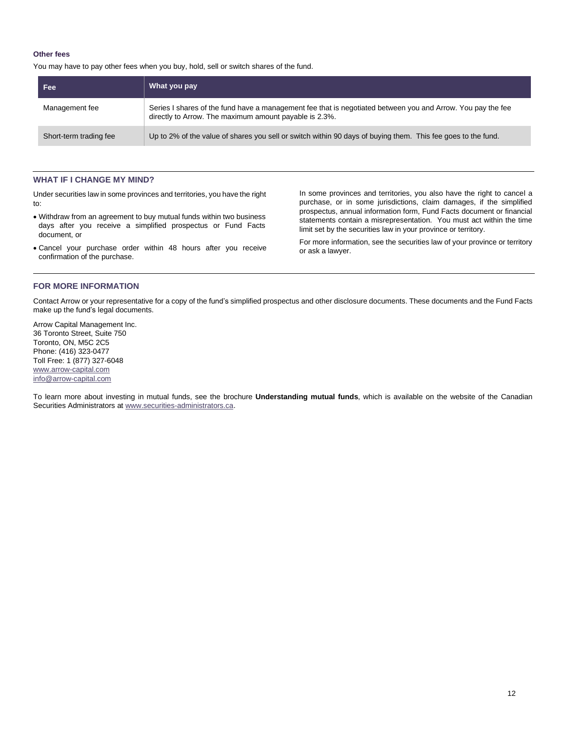### Other fees

You may have to pay other fees when you buy, hold, sell or switch shares of the fund.

| Fee | What you pay |
| --- | --- |
| Management fee | Series I shares of the fund have a management fee that is negotiated between you and Arrow. You pay the fee directly to Arrow. The maximum amount payable is 2.3%. |
| Short-term trading fee | Up to 2% of the value of shares you sell or switch within 90 days of buying them. This fee goes to the fund. |

## WHAT IF I CHANGE MY MIND?

Under securities law in some provinces and territories, you have the right to:

- Withdraw from an agreement to buy mutual funds within two business days after you receive a simplified prospectus or Fund Facts document, or
- Cancel your purchase order within 48 hours after you receive confirmation of the purchase.

In some provinces and territories, you also have the right to cancel a purchase, or in some jurisdictions, claim damages, if the simplified prospectus, annual information form, Fund Facts document or financial statements contain a misrepresentation. You must act within the time limit set by the securities law in your province or territory.

For more information, see the securities law of your province or territory or ask a lawyer.

## FOR MORE INFORMATION

Contact Arrow or your representative for a copy of the fund's simplified prospectus and other disclosure documents. These documents and the Fund Facts make up the fund's legal documents.

Arrow Capital Management Inc.
36 Toronto Street, Suite 750
Toronto, ON, M5C 2C5
Phone: (416) 323-0477
Toll Free: 1 (877) 327-6048
www.arrow-capital.com
info@arrow-capital.com

To learn more about investing in mutual funds, see the brochure **Understanding mutual funds**, which is available on the website of the Canadian Securities Administrators at www.securities-administrators.ca.